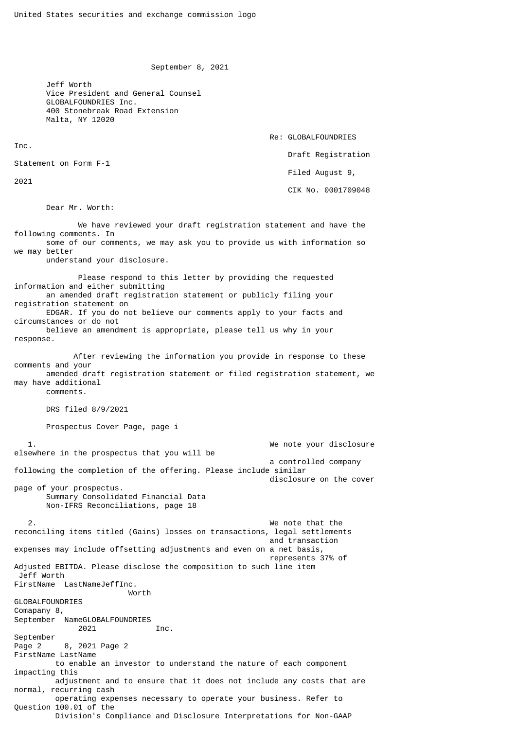United States securities and exchange commission logo

September 8, 2021

Jeff Worth
Vice President and General Counsel
GLOBALFOUNDRIES Inc.
400 Stonebreak Road Extension
Malta, NY 12020

Re: GLOBALFOUNDRIES Inc.
Draft Registration Statement on Form F-1
Filed August 9, 2021
CIK No. 0001709048

Dear Mr. Worth:

We have reviewed your draft registration statement and have the following comments. In some of our comments, we may ask you to provide us with information so we may better understand your disclosure.

Please respond to this letter by providing the requested information and either submitting an amended draft registration statement or publicly filing your registration statement on EDGAR. If you do not believe our comments apply to your facts and circumstances or do not believe an amendment is appropriate, please tell us why in your response.

After reviewing the information you provide in response to these comments and your amended draft registration statement or filed registration statement, we may have additional comments.

DRS filed 8/9/2021

Prospectus Cover Page, page i

1. We note your disclosure elsewhere in the prospectus that you will be a controlled company following the completion of the offering. Please include similar disclosure on the cover page of your prospectus.

Summary Consolidated Financial Data
Non-IFRS Reconciliations, page 18

2. We note that the reconciling items titled (Gains) losses on transactions, legal settlements and transaction expenses may include offsetting adjustments and even on a net basis, represents 37% of Adjusted EBITDA. Please disclose the composition to such line item to enable an investor to understand the nature of each component impacting this adjustment and to ensure that it does not include any costs that are normal, recurring cash operating expenses necessary to operate your business. Refer to Question 100.01 of the Division's Compliance and Disclosure Interpretations for Non-GAAP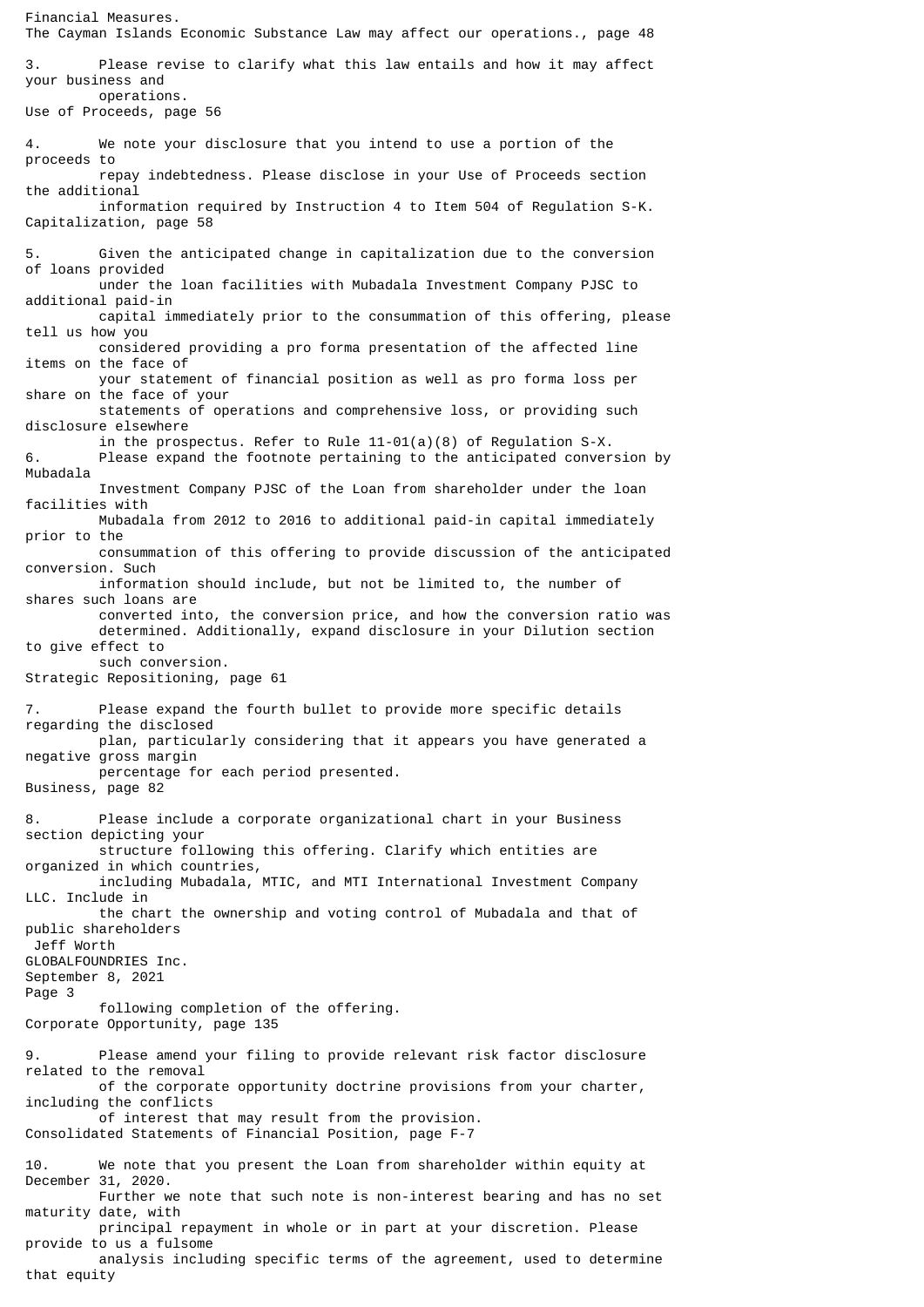Financial Measures.

The Cayman Islands Economic Substance Law may affect our operations., page 48

3. Please revise to clarify what this law entails and how it may affect your business and operations.

Use of Proceeds, page 56

4. We note your disclosure that you intend to use a portion of the proceeds to repay indebtedness. Please disclose in your Use of Proceeds section the additional information required by Instruction 4 to Item 504 of Regulation S-K.

Capitalization, page 58

5. Given the anticipated change in capitalization due to the conversion of loans provided under the loan facilities with Mubadala Investment Company PJSC to additional paid-in capital immediately prior to the consummation of this offering, please tell us how you considered providing a pro forma presentation of the affected line items on the face of your statement of financial position as well as pro forma loss per share on the face of your statements of operations and comprehensive loss, or providing such disclosure elsewhere in the prospectus. Refer to Rule 11-01(a)(8) of Regulation S-X.

6. Please expand the footnote pertaining to the anticipated conversion by Mubadala Investment Company PJSC of the Loan from shareholder under the loan facilities with Mubadala from 2012 to 2016 to additional paid-in capital immediately prior to the consummation of this offering to provide discussion of the anticipated conversion. Such information should include, but not be limited to, the number of shares such loans are converted into, the conversion price, and how the conversion ratio was determined. Additionally, expand disclosure in your Dilution section to give effect to such conversion.

Strategic Repositioning, page 61

7. Please expand the fourth bullet to provide more specific details regarding the disclosed plan, particularly considering that it appears you have generated a negative gross margin percentage for each period presented.

Business, page 82

8. Please include a corporate organizational chart in your Business section depicting your structure following this offering. Clarify which entities are organized in which countries, including Mubadala, MTIC, and MTI International Investment Company LLC. Include in the chart the ownership and voting control of Mubadala and that of public shareholders following completion of the offering.

Corporate Opportunity, page 135

9. Please amend your filing to provide relevant risk factor disclosure related to the removal of the corporate opportunity doctrine provisions from your charter, including the conflicts of interest that may result from the provision.

Consolidated Statements of Financial Position, page F-7

10. We note that you present the Loan from shareholder within equity at December 31, 2020. Further we note that such note is non-interest bearing and has no set maturity date, with principal repayment in whole or in part at your discretion. Please provide to us a fulsome analysis including specific terms of the agreement, used to determine that equity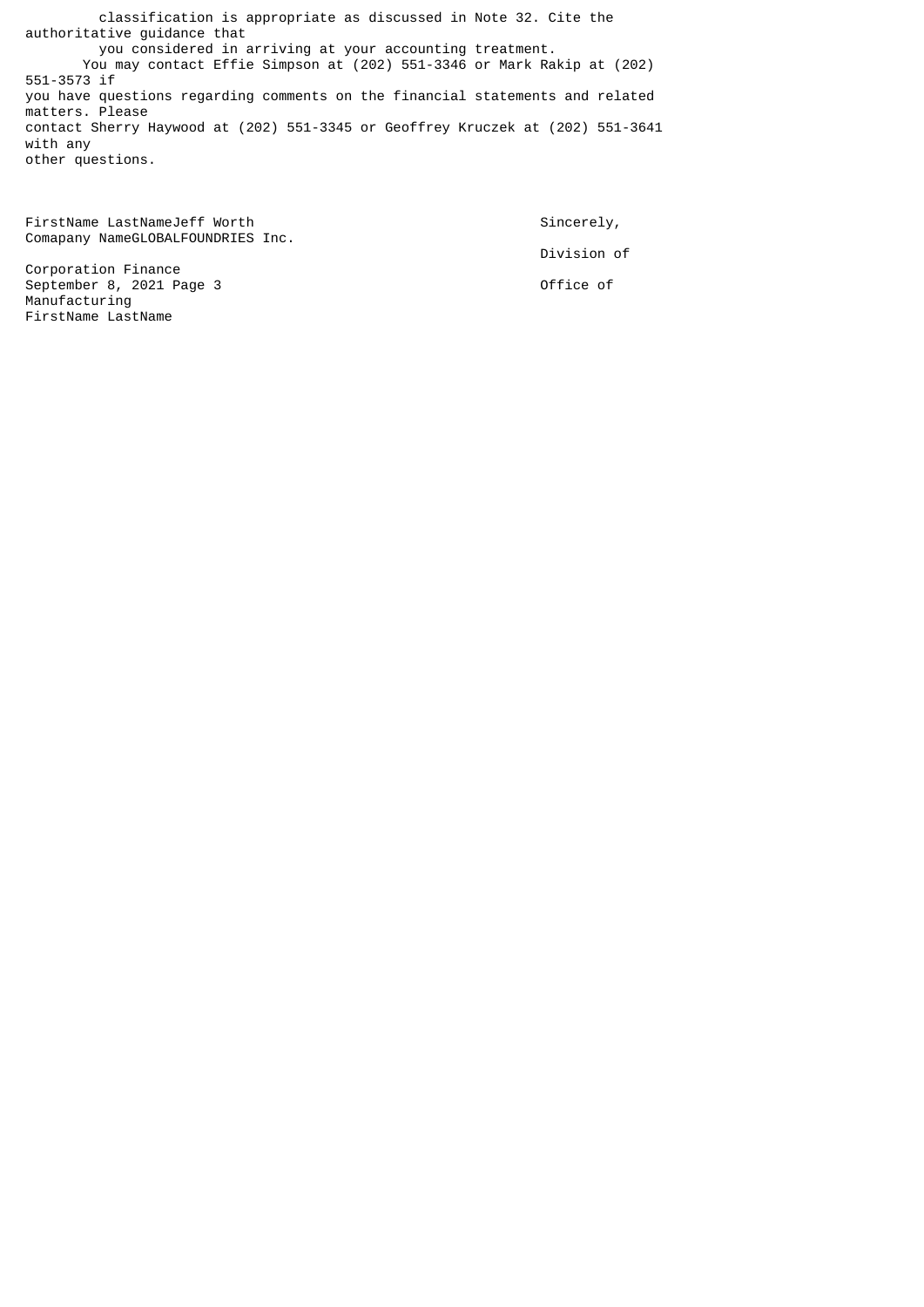classification is appropriate as discussed in Note 32. Cite the authoritative guidance that you considered in arriving at your accounting treatment.

You may contact Effie Simpson at (202) 551-3346 or Mark Rakip at (202) 551-3573 if you have questions regarding comments on the financial statements and related matters. Please contact Sherry Haywood at (202) 551-3345 or Geoffrey Kruczek at (202) 551-3641 with any other questions.

Sincerely,

Division of Corporation Finance

Office of Manufacturing

FirstName LastNameJeff Worth
Comapany NameGLOBALFOUNDRIES Inc.
September 8, 2021 Page 3
FirstName LastName